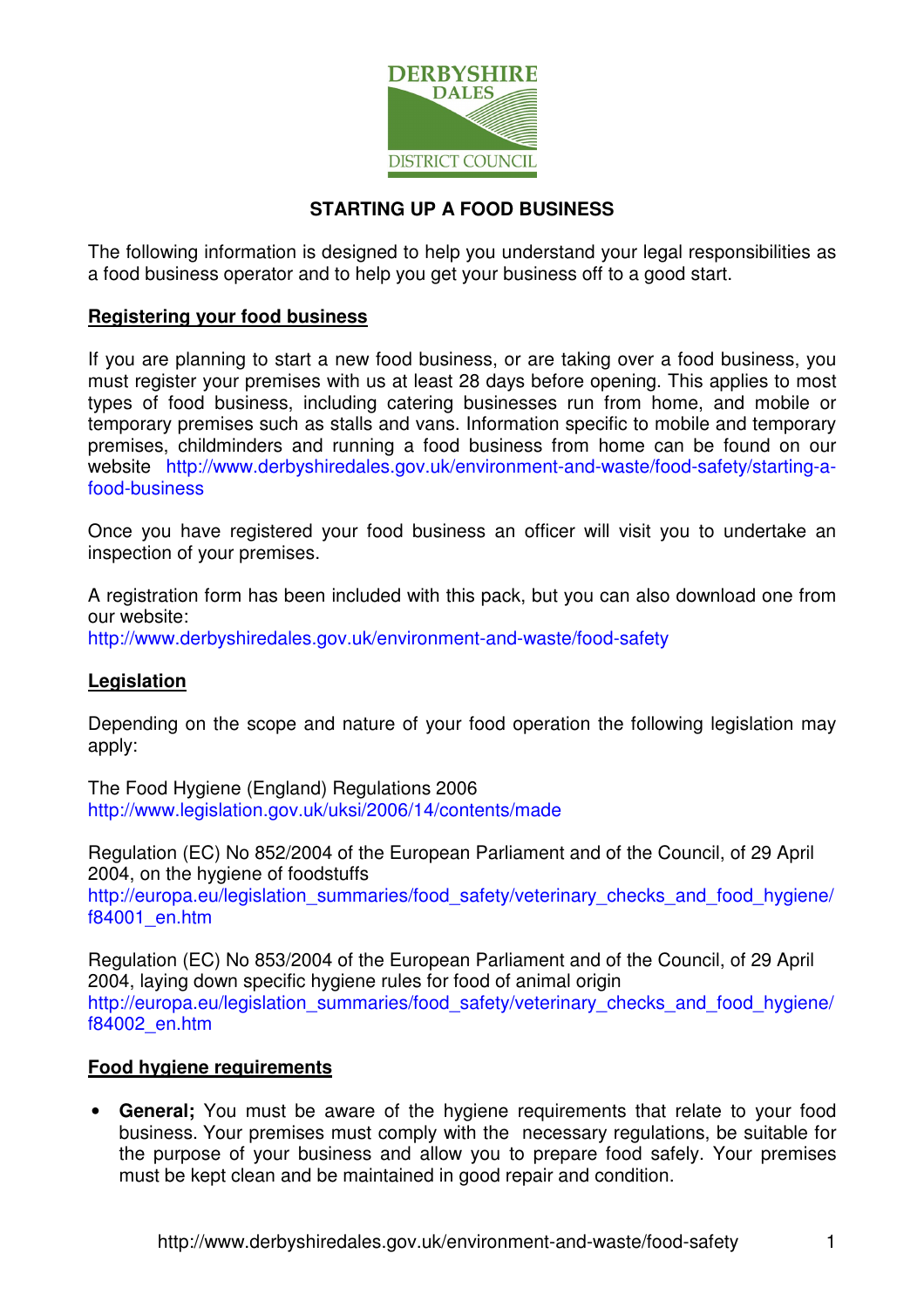DERBYSHIRE DALES DISTRICT COUNCIL

# STARTING UP A FOOD BUSINESS

The following information is designed to help you understand your legal responsibilities as a food business operator and to help you get your business off to a good start.

## Registering your food business

If you are planning to start a new food business, or are taking over a food business, you must register your premises with us at least 28 days before opening. This applies to most types of food business, including catering businesses run from home, and mobile or temporary premises such as stalls and vans. Information specific to mobile and temporary premises, childminders and running a food business from home can be found on our website http://www.derbyshiredales.gov.uk/environment-and-waste/food-safety/starting-a-food-business

Once you have registered your food business an officer will visit you to undertake an inspection of your premises.

A registration form has been included with this pack, but you can also download one from our website:
http://www.derbyshiredales.gov.uk/environment-and-waste/food-safety

## Legislation

Depending on the scope and nature of your food operation the following legislation may apply:

The Food Hygiene (England) Regulations 2006
http://www.legislation.gov.uk/uksi/2006/14/contents/made

Regulation (EC) No 852/2004 of the European Parliament and of the Council, of 29 April 2004, on the hygiene of foodstuffs
http://europa.eu/legislation_summaries/food_safety/veterinary_checks_and_food_hygiene/f84001_en.htm

Regulation (EC) No 853/2004 of the European Parliament and of the Council, of 29 April 2004, laying down specific hygiene rules for food of animal origin
http://europa.eu/legislation_summaries/food_safety/veterinary_checks_and_food_hygiene/f84002_en.htm

## Food hygiene requirements

- **General;** You must be aware of the hygiene requirements that relate to your food business. Your premises must comply with the necessary regulations, be suitable for the purpose of your business and allow you to prepare food safely. Your premises must be kept clean and be maintained in good repair and condition.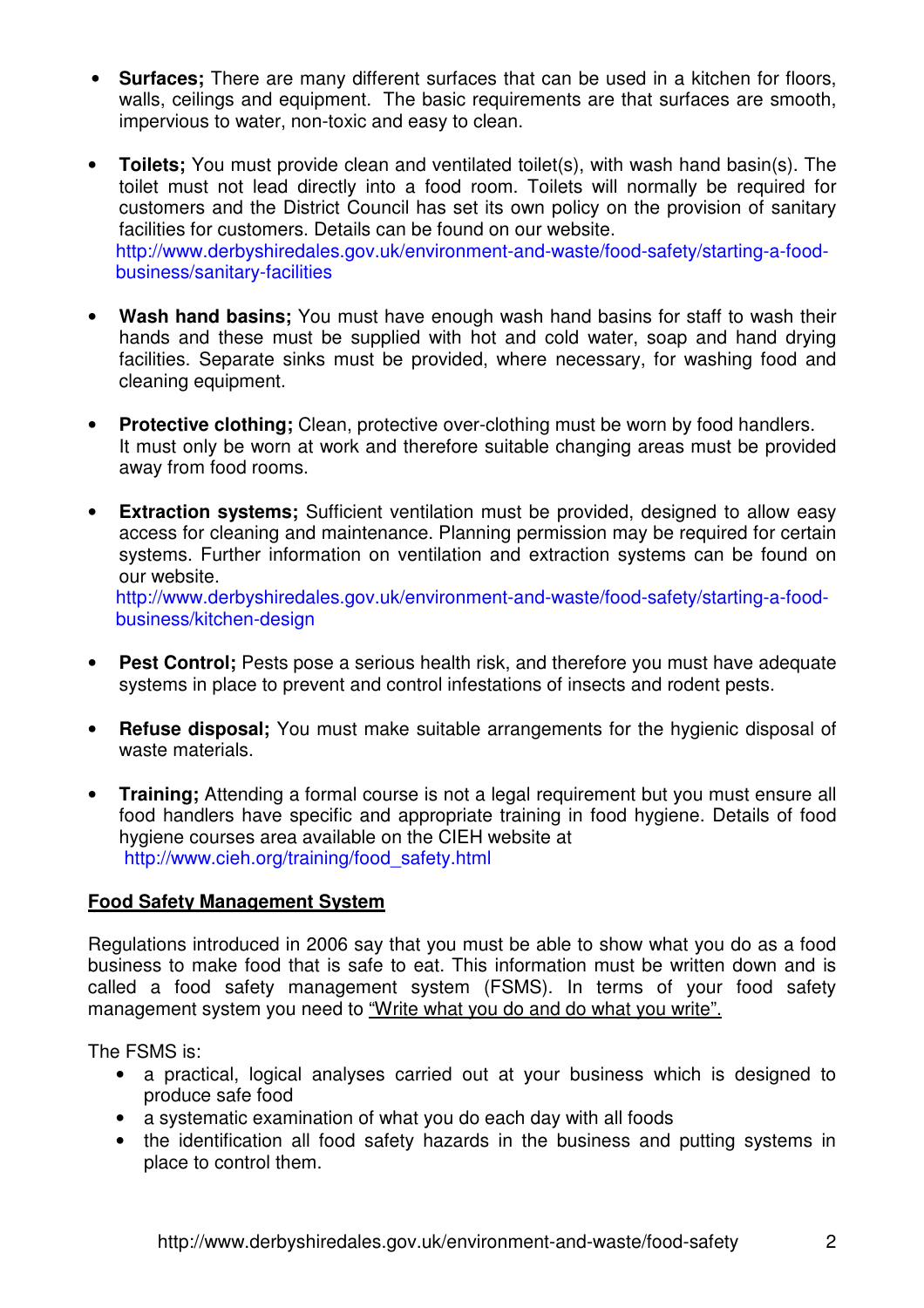- **Surfaces;** There are many different surfaces that can be used in a kitchen for floors, walls, ceilings and equipment. The basic requirements are that surfaces are smooth, impervious to water, non-toxic and easy to clean.

- **Toilets;** You must provide clean and ventilated toilet(s), with wash hand basin(s). The toilet must not lead directly into a food room. Toilets will normally be required for customers and the District Council has set its own policy on the provision of sanitary facilities for customers. Details can be found on our website. http://www.derbyshiredales.gov.uk/environment-and-waste/food-safety/starting-a-food-business/sanitary-facilities

- **Wash hand basins;** You must have enough wash hand basins for staff to wash their hands and these must be supplied with hot and cold water, soap and hand drying facilities. Separate sinks must be provided, where necessary, for washing food and cleaning equipment.

- **Protective clothing;** Clean, protective over-clothing must be worn by food handlers. It must only be worn at work and therefore suitable changing areas must be provided away from food rooms.

- **Extraction systems;** Sufficient ventilation must be provided, designed to allow easy access for cleaning and maintenance. Planning permission may be required for certain systems. Further information on ventilation and extraction systems can be found on our website. http://www.derbyshiredales.gov.uk/environment-and-waste/food-safety/starting-a-food-business/kitchen-design

- **Pest Control;** Pests pose a serious health risk, and therefore you must have adequate systems in place to prevent and control infestations of insects and rodent pests.

- **Refuse disposal;** You must make suitable arrangements for the hygienic disposal of waste materials.

- **Training;** Attending a formal course is not a legal requirement but you must ensure all food handlers have specific and appropriate training in food hygiene. Details of food hygiene courses area available on the CIEH website at http://www.cieh.org/training/food_safety.html

## Food Safety Management System

Regulations introduced in 2006 say that you must be able to show what you do as a food business to make food that is safe to eat. This information must be written down and is called a food safety management system (FSMS). In terms of your food safety management system you need to "Write what you do and do what you write".

The FSMS is:

- a practical, logical analyses carried out at your business which is designed to produce safe food
- a systematic examination of what you do each day with all foods
- the identification all food safety hazards in the business and putting systems in place to control them.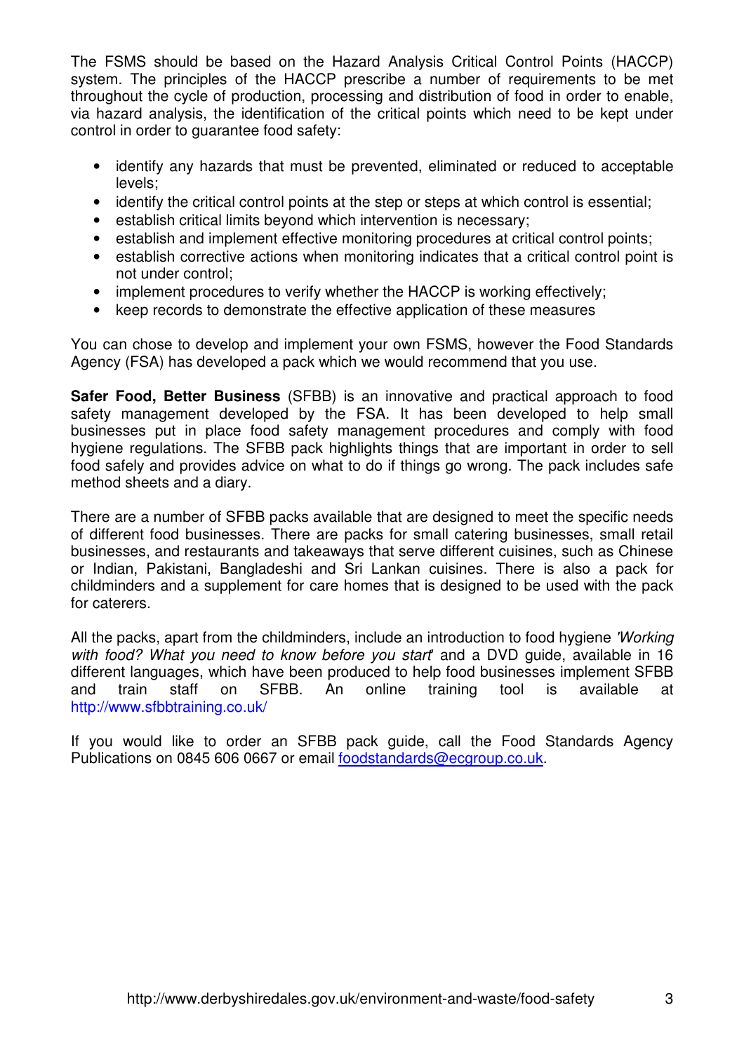The FSMS should be based on the Hazard Analysis Critical Control Points (HACCP) system. The principles of the HACCP prescribe a number of requirements to be met throughout the cycle of production, processing and distribution of food in order to enable, via hazard analysis, the identification of the critical points which need to be kept under control in order to guarantee food safety:

- identify any hazards that must be prevented, eliminated or reduced to acceptable levels;
- identify the critical control points at the step or steps at which control is essential;
- establish critical limits beyond which intervention is necessary;
- establish and implement effective monitoring procedures at critical control points;
- establish corrective actions when monitoring indicates that a critical control point is not under control;
- implement procedures to verify whether the HACCP is working effectively;
- keep records to demonstrate the effective application of these measures

You can chose to develop and implement your own FSMS, however the Food Standards Agency (FSA) has developed a pack which we would recommend that you use.

**Safer Food, Better Business** (SFBB) is an innovative and practical approach to food safety management developed by the FSA. It has been developed to help small businesses put in place food safety management procedures and comply with food hygiene regulations. The SFBB pack highlights things that are important in order to sell food safely and provides advice on what to do if things go wrong. The pack includes safe method sheets and a diary.

There are a number of SFBB packs available that are designed to meet the specific needs of different food businesses. There are packs for small catering businesses, small retail businesses, and restaurants and takeaways that serve different cuisines, such as Chinese or Indian, Pakistani, Bangladeshi and Sri Lankan cuisines. There is also a pack for childminders and a supplement for care homes that is designed to be used with the pack for caterers.

All the packs, apart from the childminders, include an introduction to food hygiene *'Working with food? What you need to know before you start*' and a DVD guide, available in 16 different languages, which have been produced to help food businesses implement SFBB and train staff on SFBB. An online training tool is available at http://www.sfbbtraining.co.uk/

If you would like to order an SFBB pack guide, call the Food Standards Agency Publications on 0845 606 0667 or email foodstandards@ecgroup.co.uk.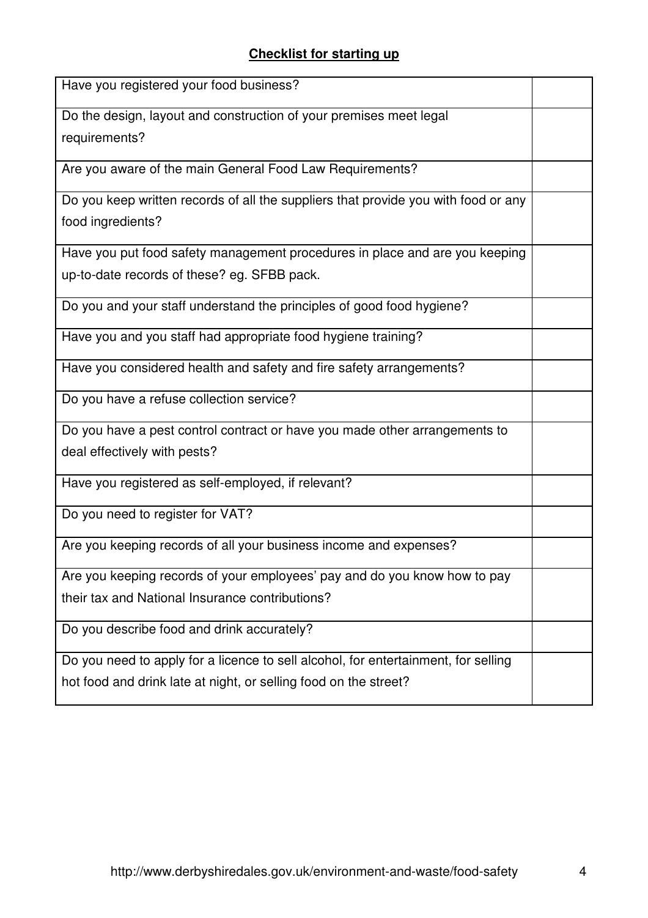## Checklist for starting up

| | |
|---|---|
| Have you registered your food business? | |
| Do the design, layout and construction of your premises meet legal requirements? | |
| Are you aware of the main General Food Law Requirements? | |
| Do you keep written records of all the suppliers that provide you with food or any food ingredients? | |
| Have you put food safety management procedures in place and are you keeping up-to-date records of these? eg. SFBB pack. | |
| Do you and your staff understand the principles of good food hygiene? | |
| Have you and you staff had appropriate food hygiene training? | |
| Have you considered health and safety and fire safety arrangements? | |
| Do you have a refuse collection service? | |
| Do you have a pest control contract or have you made other arrangements to deal effectively with pests? | |
| Have you registered as self-employed, if relevant? | |
| Do you need to register for VAT? | |
| Are you keeping records of all your business income and expenses? | |
| Are you keeping records of your employees' pay and do you know how to pay their tax and National Insurance contributions? | |
| Do you describe food and drink accurately? | |
| Do you need to apply for a licence to sell alcohol, for entertainment, for selling hot food and drink late at night, or selling food on the street? | |

http://www.derbyshiredales.gov.uk/environment-and-waste/food-safety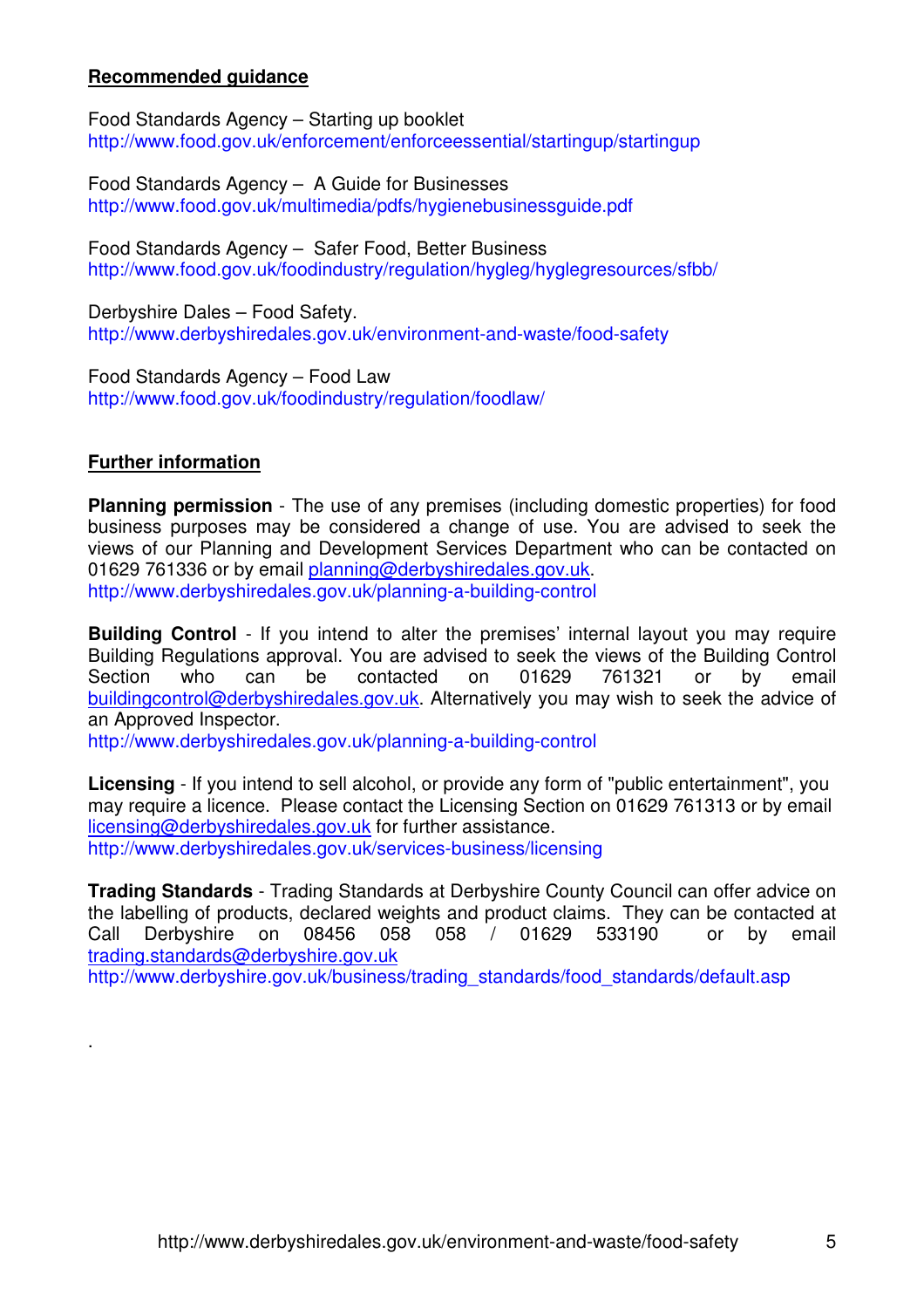**Recommended guidance**

Food Standards Agency – Starting up booklet
http://www.food.gov.uk/enforcement/enforceessential/startingup/startingup

Food Standards Agency – A Guide for Businesses
http://www.food.gov.uk/multimedia/pdfs/hygienebusinessguide.pdf

Food Standards Agency – Safer Food, Better Business
http://www.food.gov.uk/foodindustry/regulation/hygleg/hyglegresources/sfbb/

Derbyshire Dales – Food Safety.
http://www.derbyshiredales.gov.uk/environment-and-waste/food-safety

Food Standards Agency – Food Law
http://www.food.gov.uk/foodindustry/regulation/foodlaw/

**Further information**

**Planning permission** - The use of any premises (including domestic properties) for food business purposes may be considered a change of use. You are advised to seek the views of our Planning and Development Services Department who can be contacted on 01629 761336 or by email planning@derbyshiredales.gov.uk.
http://www.derbyshiredales.gov.uk/planning-a-building-control

**Building Control** - If you intend to alter the premises' internal layout you may require Building Regulations approval. You are advised to seek the views of the Building Control Section who can be contacted on 01629 761321 or by email buildingcontrol@derbyshiredales.gov.uk. Alternatively you may wish to seek the advice of an Approved Inspector.
http://www.derbyshiredales.gov.uk/planning-a-building-control

**Licensing** - If you intend to sell alcohol, or provide any form of "public entertainment", you may require a licence. Please contact the Licensing Section on 01629 761313 or by email licensing@derbyshiredales.gov.uk for further assistance.
http://www.derbyshiredales.gov.uk/services-business/licensing

**Trading Standards** - Trading Standards at Derbyshire County Council can offer advice on the labelling of products, declared weights and product claims. They can be contacted at Call Derbyshire on 08456 058 058 / 01629 533190 or by email trading.standards@derbyshire.gov.uk
http://www.derbyshire.gov.uk/business/trading_standards/food_standards/default.asp

.